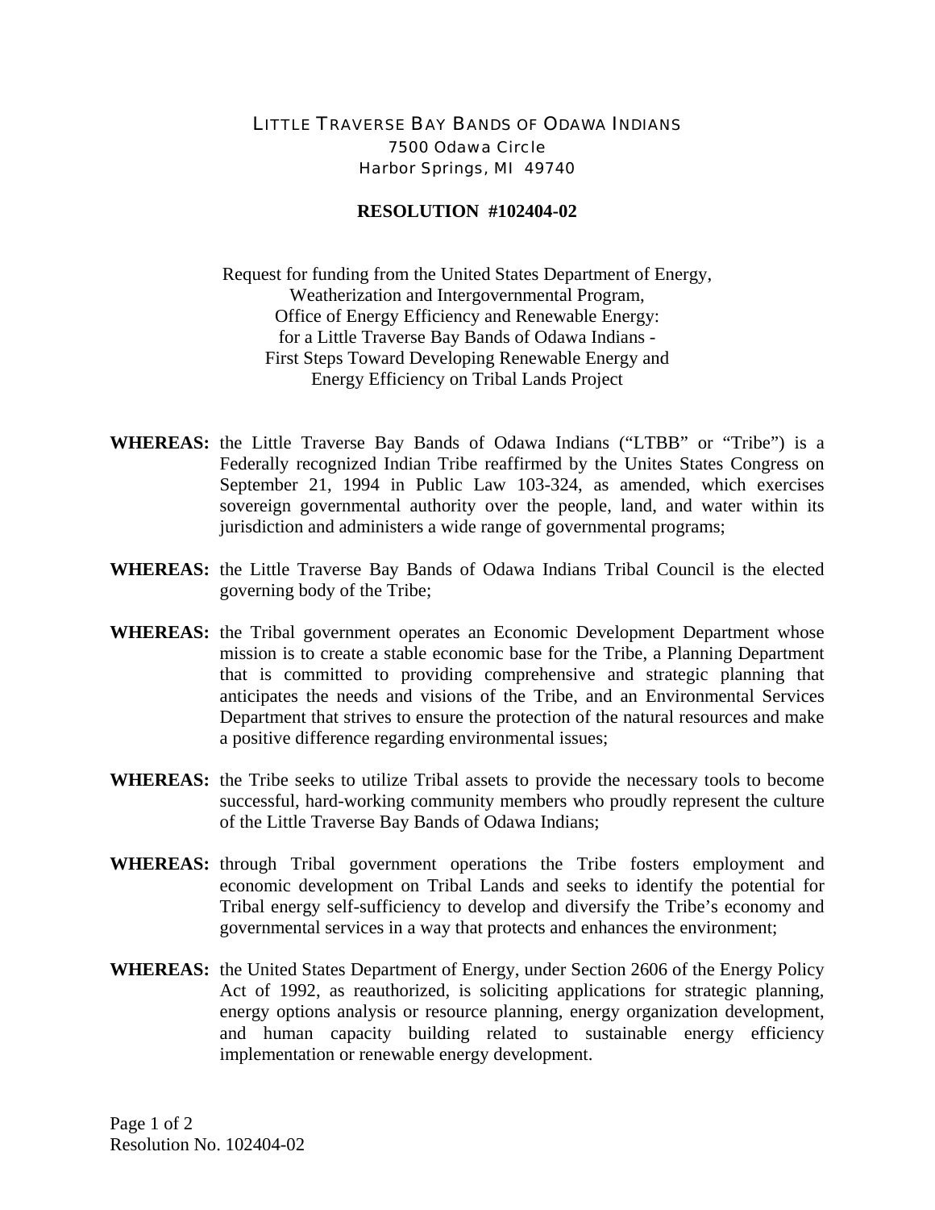LITTLE TRAVERSE BAY BANDS OF ODAWA INDIANS
7500 Odawa Circle
Harbor Springs, MI 49740

# RESOLUTION #102404-02

Request for funding from the United States Department of Energy,
Weatherization and Intergovernmental Program,
Office of Energy Efficiency and Renewable Energy:
for a Little Traverse Bay Bands of Odawa Indians -
First Steps Toward Developing Renewable Energy and
Energy Efficiency on Tribal Lands Project

**WHEREAS:** the Little Traverse Bay Bands of Odawa Indians ("LTBB" or "Tribe") is a Federally recognized Indian Tribe reaffirmed by the Unites States Congress on September 21, 1994 in Public Law 103-324, as amended, which exercises sovereign governmental authority over the people, land, and water within its jurisdiction and administers a wide range of governmental programs;

**WHEREAS:** the Little Traverse Bay Bands of Odawa Indians Tribal Council is the elected governing body of the Tribe;

**WHEREAS:** the Tribal government operates an Economic Development Department whose mission is to create a stable economic base for the Tribe, a Planning Department that is committed to providing comprehensive and strategic planning that anticipates the needs and visions of the Tribe, and an Environmental Services Department that strives to ensure the protection of the natural resources and make a positive difference regarding environmental issues;

**WHEREAS:** the Tribe seeks to utilize Tribal assets to provide the necessary tools to become successful, hard-working community members who proudly represent the culture of the Little Traverse Bay Bands of Odawa Indians;

**WHEREAS:** through Tribal government operations the Tribe fosters employment and economic development on Tribal Lands and seeks to identify the potential for Tribal energy self-sufficiency to develop and diversify the Tribe's economy and governmental services in a way that protects and enhances the environment;

**WHEREAS:** the United States Department of Energy, under Section 2606 of the Energy Policy Act of 1992, as reauthorized, is soliciting applications for strategic planning, energy options analysis or resource planning, energy organization development, and human capacity building related to sustainable energy efficiency implementation or renewable energy development.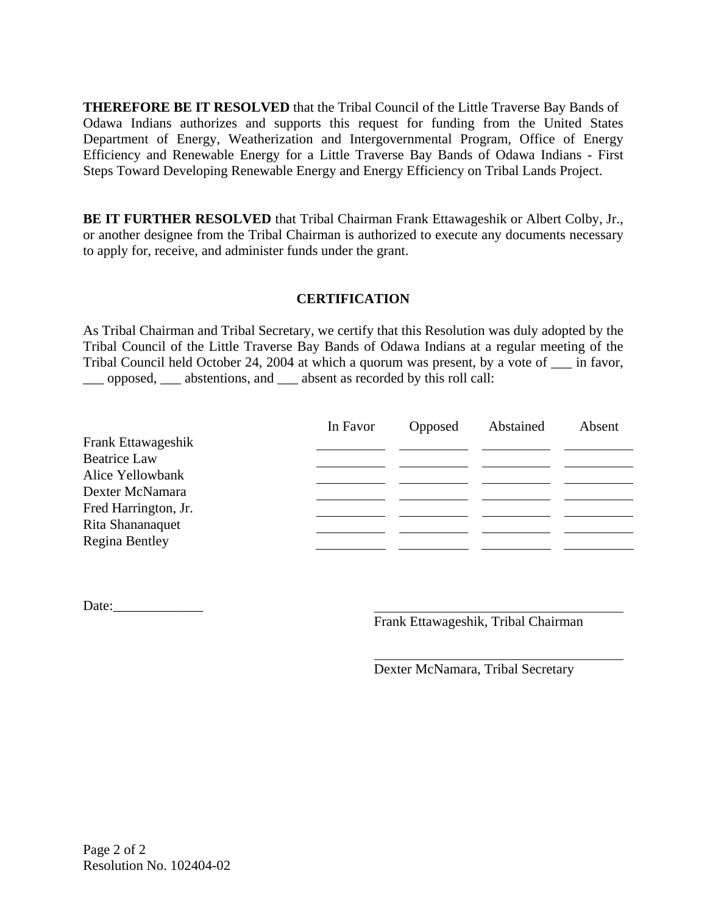**THEREFORE BE IT RESOLVED** that the Tribal Council of the Little Traverse Bay Bands of Odawa Indians authorizes and supports this request for funding from the United States Department of Energy, Weatherization and Intergovernmental Program, Office of Energy Efficiency and Renewable Energy for a Little Traverse Bay Bands of Odawa Indians - First Steps Toward Developing Renewable Energy and Energy Efficiency on Tribal Lands Project.

**BE IT FURTHER RESOLVED** that Tribal Chairman Frank Ettawageshik or Albert Colby, Jr., or another designee from the Tribal Chairman is authorized to execute any documents necessary to apply for, receive, and administer funds under the grant.

## CERTIFICATION

As Tribal Chairman and Tribal Secretary, we certify that this Resolution was duly adopted by the Tribal Council of the Little Traverse Bay Bands of Odawa Indians at a regular meeting of the Tribal Council held October 24, 2004 at which a quorum was present, by a vote of ___ in favor, ___ opposed, ___ abstentions, and ___ absent as recorded by this roll call:

| | In Favor | Opposed | Abstained | Absent |
|---|---|---|---|---|
| Frank Ettawageshik | | | | |
| Beatrice Law | | | | |
| Alice Yellowbank | | | | |
| Dexter McNamara | | | | |
| Fred Harrington, Jr. | | | | |
| Rita Shananaquet | | | | |
| Regina Bentley | | | | |

Date:_____________

_____________________________
Frank Ettawageshik, Tribal Chairman

_____________________________
Dexter McNamara, Tribal Secretary

Resolution No. 102404-02